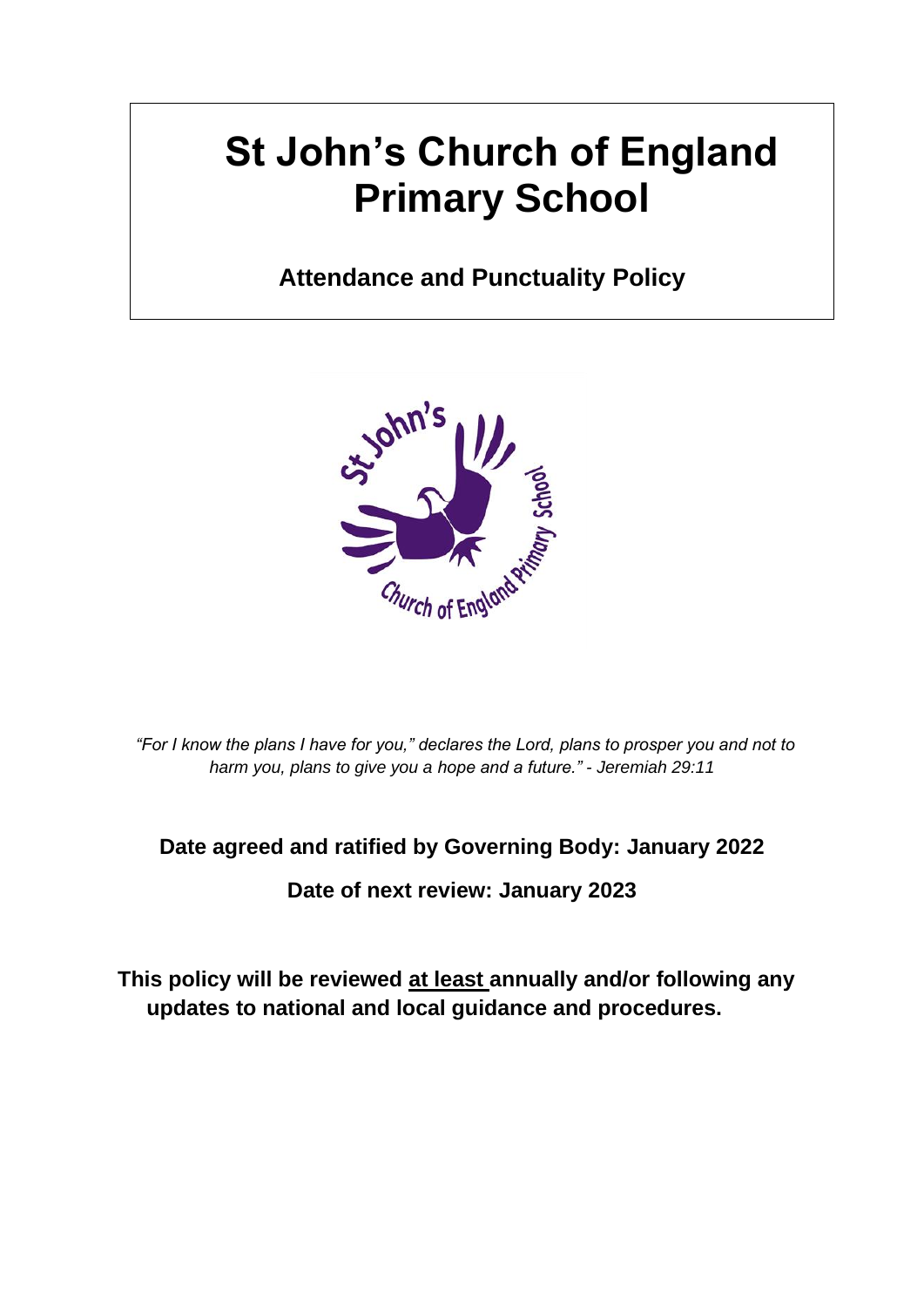# St John's Church of England Primary School

## Attendance and Punctuality Policy

*"For I know the plans I have for you," declares the Lord, plans to prosper you and not to harm you, plans to give you a hope and a future." - Jeremiah 29:11*

**Date agreed and ratified by Governing Body: January 2022**

**Date of next review: January 2023**

**This policy will be reviewed at least annually and/or following any updates to national and local guidance and procedures.**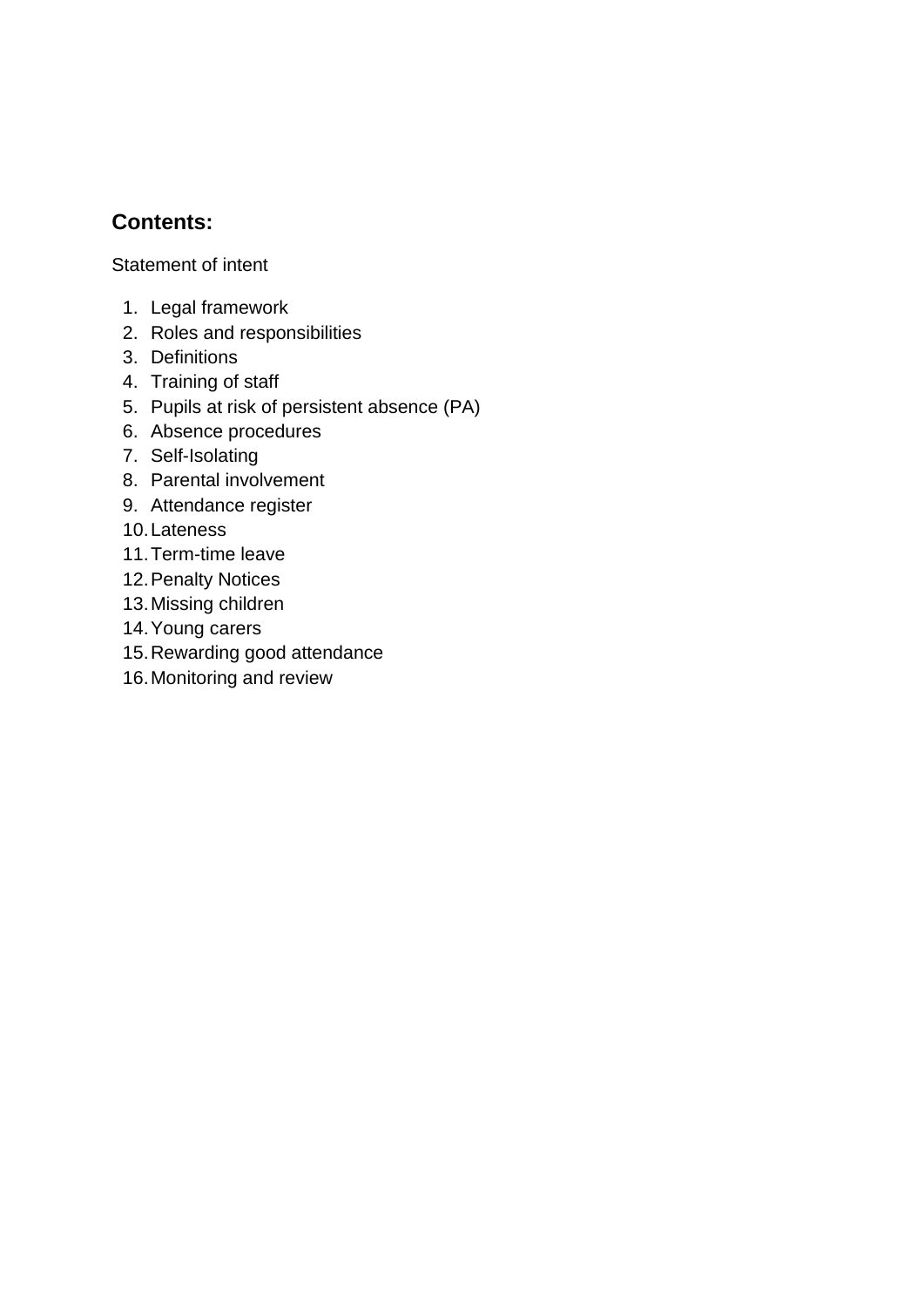## Contents:

Statement of intent

1. Legal framework
2. Roles and responsibilities
3. Definitions
4. Training of staff
5. Pupils at risk of persistent absence (PA)
6. Absence procedures
7. Self-Isolating
8. Parental involvement
9. Attendance register
10. Lateness
11. Term-time leave
12. Penalty Notices
13. Missing children
14. Young carers
15. Rewarding good attendance
16. Monitoring and review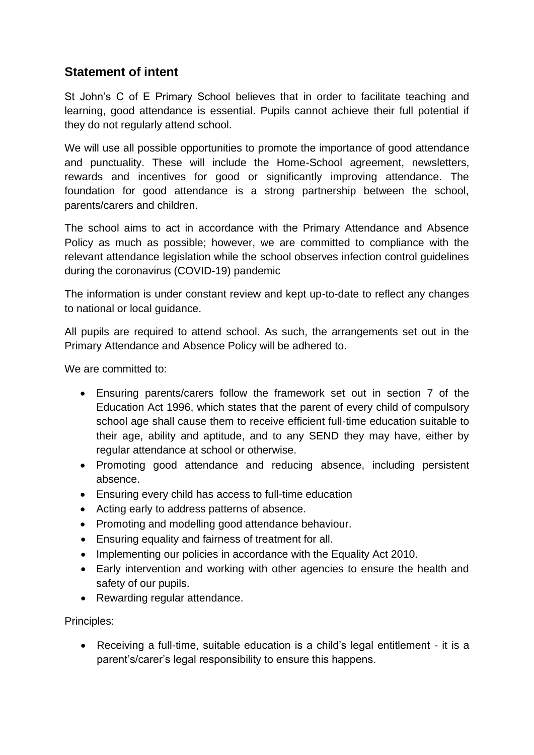## Statement of intent

St John's C of E Primary School believes that in order to facilitate teaching and learning, good attendance is essential. Pupils cannot achieve their full potential if they do not regularly attend school.

We will use all possible opportunities to promote the importance of good attendance and punctuality. These will include the Home-School agreement, newsletters, rewards and incentives for good or significantly improving attendance. The foundation for good attendance is a strong partnership between the school, parents/carers and children.

The school aims to act in accordance with the Primary Attendance and Absence Policy as much as possible; however, we are committed to compliance with the relevant attendance legislation while the school observes infection control guidelines during the coronavirus (COVID-19) pandemic

The information is under constant review and kept up-to-date to reflect any changes to national or local guidance.

All pupils are required to attend school. As such, the arrangements set out in the Primary Attendance and Absence Policy will be adhered to.

We are committed to:

- Ensuring parents/carers follow the framework set out in section 7 of the Education Act 1996, which states that the parent of every child of compulsory school age shall cause them to receive efficient full-time education suitable to their age, ability and aptitude, and to any SEND they may have, either by regular attendance at school or otherwise.
- Promoting good attendance and reducing absence, including persistent absence.
- Ensuring every child has access to full-time education
- Acting early to address patterns of absence.
- Promoting and modelling good attendance behaviour.
- Ensuring equality and fairness of treatment for all.
- Implementing our policies in accordance with the Equality Act 2010.
- Early intervention and working with other agencies to ensure the health and safety of our pupils.
- Rewarding regular attendance.

Principles:

- Receiving a full-time, suitable education is a child's legal entitlement - it is a parent's/carer's legal responsibility to ensure this happens.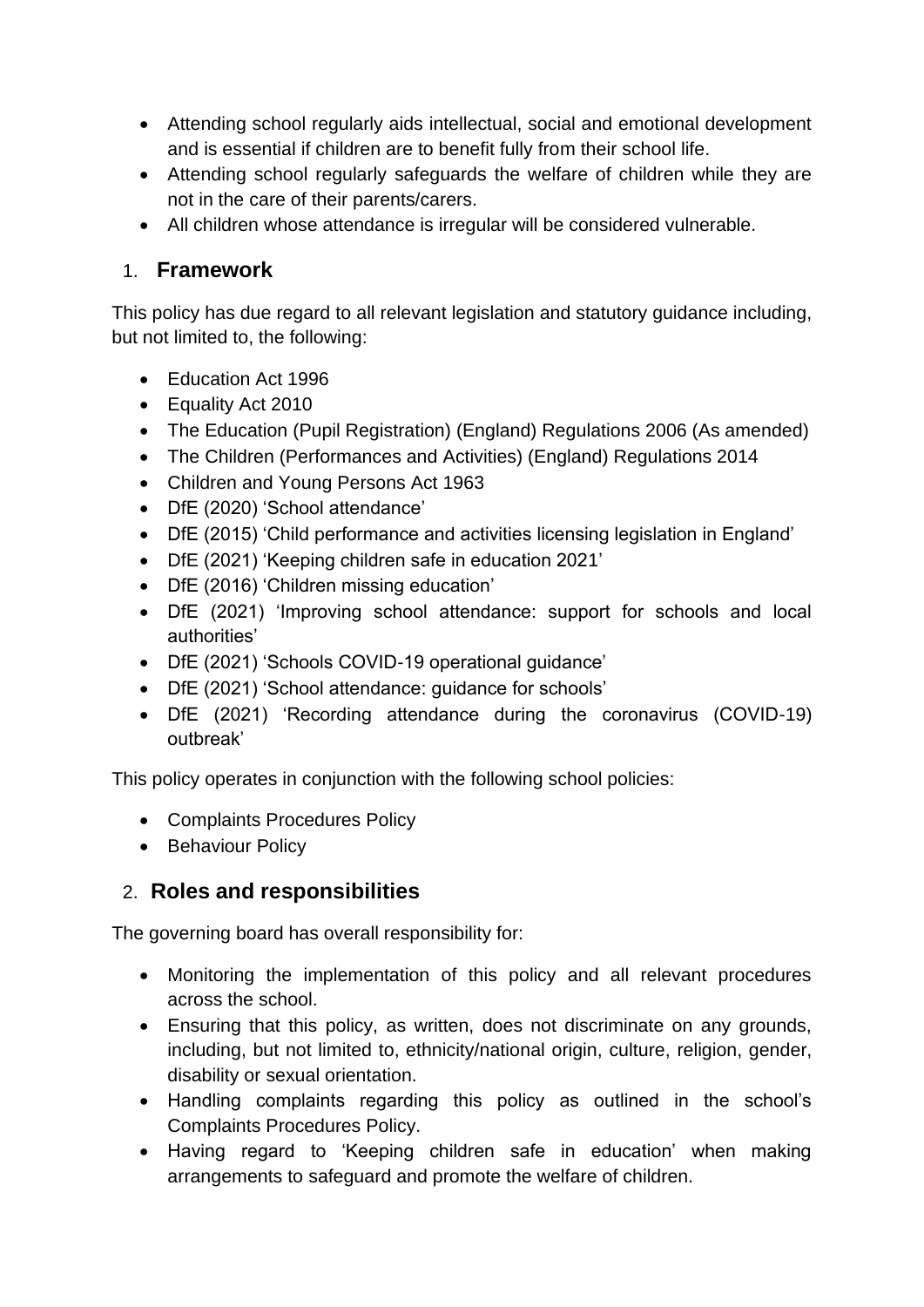- Attending school regularly aids intellectual, social and emotional development and is essential if children are to benefit fully from their school life.
- Attending school regularly safeguards the welfare of children while they are not in the care of their parents/carers.
- All children whose attendance is irregular will be considered vulnerable.

## 1. Framework

This policy has due regard to all relevant legislation and statutory guidance including, but not limited to, the following:

- Education Act 1996
- Equality Act 2010
- The Education (Pupil Registration) (England) Regulations 2006 (As amended)
- The Children (Performances and Activities) (England) Regulations 2014
- Children and Young Persons Act 1963
- DfE (2020) 'School attendance'
- DfE (2015) 'Child performance and activities licensing legislation in England'
- DfE (2021) 'Keeping children safe in education 2021'
- DfE (2016) 'Children missing education'
- DfE (2021) 'Improving school attendance: support for schools and local authorities'
- DfE (2021) 'Schools COVID-19 operational guidance'
- DfE (2021) 'School attendance: guidance for schools'
- DfE (2021) 'Recording attendance during the coronavirus (COVID-19) outbreak'

This policy operates in conjunction with the following school policies:

- Complaints Procedures Policy
- Behaviour Policy

## 2. Roles and responsibilities

The governing board has overall responsibility for:

- Monitoring the implementation of this policy and all relevant procedures across the school.
- Ensuring that this policy, as written, does not discriminate on any grounds, including, but not limited to, ethnicity/national origin, culture, religion, gender, disability or sexual orientation.
- Handling complaints regarding this policy as outlined in the school's Complaints Procedures Policy.
- Having regard to 'Keeping children safe in education' when making arrangements to safeguard and promote the welfare of children.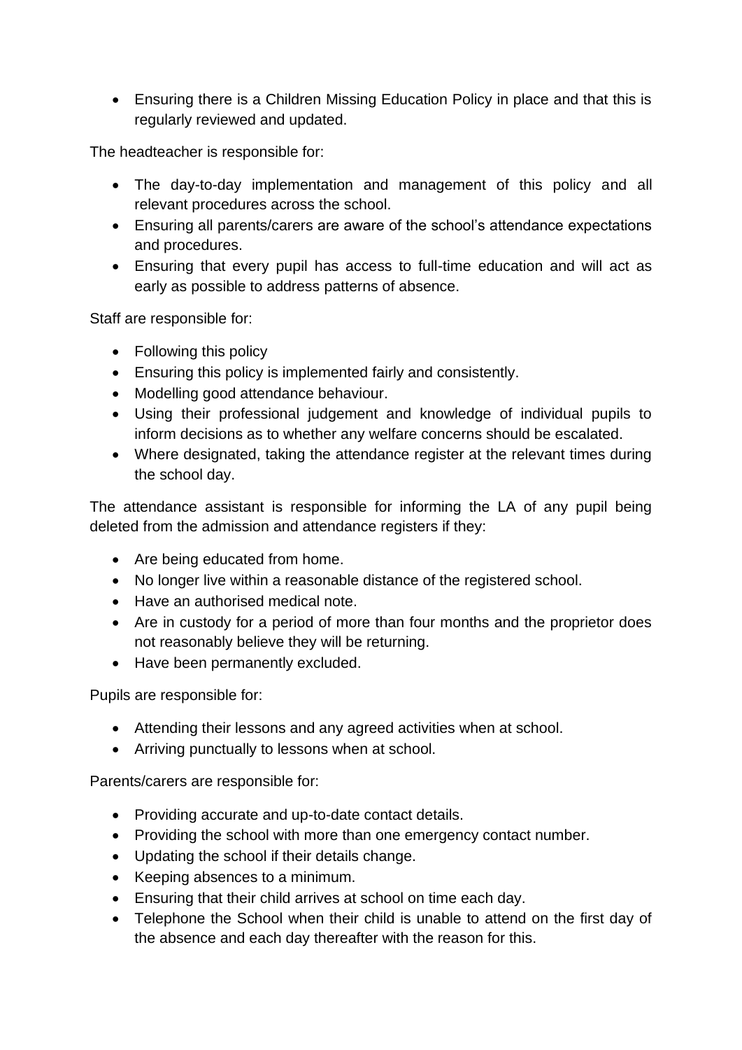- Ensuring there is a Children Missing Education Policy in place and that this is regularly reviewed and updated.

The headteacher is responsible for:

- The day-to-day implementation and management of this policy and all relevant procedures across the school.
- Ensuring all parents/carers are aware of the school's attendance expectations and procedures.
- Ensuring that every pupil has access to full-time education and will act as early as possible to address patterns of absence.

Staff are responsible for:

- Following this policy
- Ensuring this policy is implemented fairly and consistently.
- Modelling good attendance behaviour.
- Using their professional judgement and knowledge of individual pupils to inform decisions as to whether any welfare concerns should be escalated.
- Where designated, taking the attendance register at the relevant times during the school day.

The attendance assistant is responsible for informing the LA of any pupil being deleted from the admission and attendance registers if they:

- Are being educated from home.
- No longer live within a reasonable distance of the registered school.
- Have an authorised medical note.
- Are in custody for a period of more than four months and the proprietor does not reasonably believe they will be returning.
- Have been permanently excluded.

Pupils are responsible for:

- Attending their lessons and any agreed activities when at school.
- Arriving punctually to lessons when at school.

Parents/carers are responsible for:

- Providing accurate and up-to-date contact details.
- Providing the school with more than one emergency contact number.
- Updating the school if their details change.
- Keeping absences to a minimum.
- Ensuring that their child arrives at school on time each day.
- Telephone the School when their child is unable to attend on the first day of the absence and each day thereafter with the reason for this.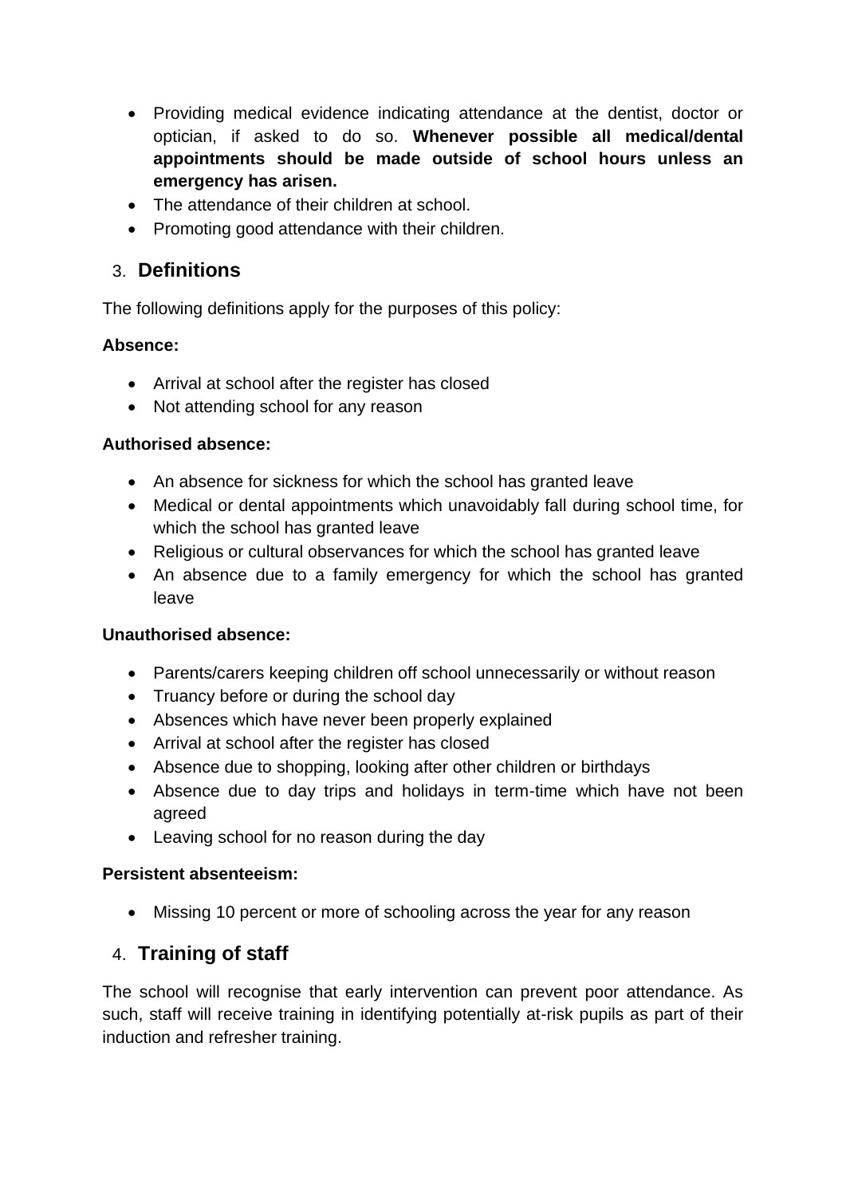- Providing medical evidence indicating attendance at the dentist, doctor or optician, if asked to do so. **Whenever possible all medical/dental appointments should be made outside of school hours unless an emergency has arisen.**
- The attendance of their children at school.
- Promoting good attendance with their children.

## 3. Definitions

The following definitions apply for the purposes of this policy:

**Absence:**

- Arrival at school after the register has closed
- Not attending school for any reason

**Authorised absence:**

- An absence for sickness for which the school has granted leave
- Medical or dental appointments which unavoidably fall during school time, for which the school has granted leave
- Religious or cultural observances for which the school has granted leave
- An absence due to a family emergency for which the school has granted leave

**Unauthorised absence:**

- Parents/carers keeping children off school unnecessarily or without reason
- Truancy before or during the school day
- Absences which have never been properly explained
- Arrival at school after the register has closed
- Absence due to shopping, looking after other children or birthdays
- Absence due to day trips and holidays in term-time which have not been agreed
- Leaving school for no reason during the day

**Persistent absenteeism:**

- Missing 10 percent or more of schooling across the year for any reason

## 4. Training of staff

The school will recognise that early intervention can prevent poor attendance. As such, staff will receive training in identifying potentially at-risk pupils as part of their induction and refresher training.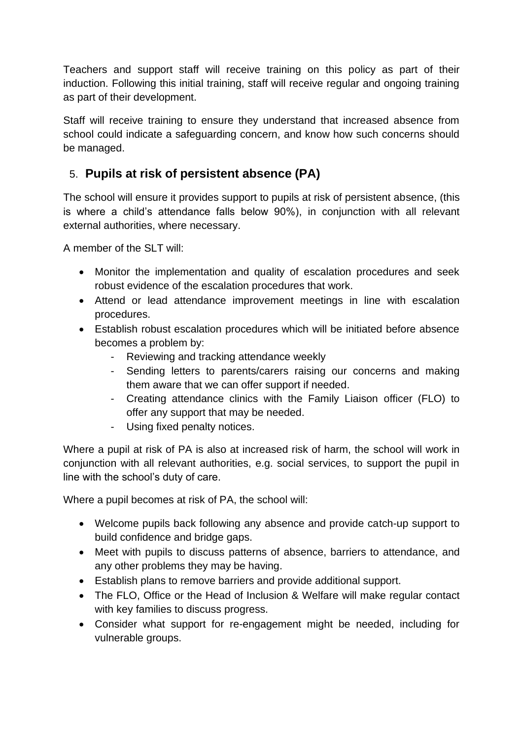Teachers and support staff will receive training on this policy as part of their induction. Following this initial training, staff will receive regular and ongoing training as part of their development.

Staff will receive training to ensure they understand that increased absence from school could indicate a safeguarding concern, and know how such concerns should be managed.

## 5. Pupils at risk of persistent absence (PA)

The school will ensure it provides support to pupils at risk of persistent absence, (this is where a child's attendance falls below 90%), in conjunction with all relevant external authorities, where necessary.

A member of the SLT will:

- Monitor the implementation and quality of escalation procedures and seek robust evidence of the escalation procedures that work.
- Attend or lead attendance improvement meetings in line with escalation procedures.
- Establish robust escalation procedures which will be initiated before absence becomes a problem by:
  - Reviewing and tracking attendance weekly
  - Sending letters to parents/carers raising our concerns and making them aware that we can offer support if needed.
  - Creating attendance clinics with the Family Liaison officer (FLO) to offer any support that may be needed.
  - Using fixed penalty notices.

Where a pupil at risk of PA is also at increased risk of harm, the school will work in conjunction with all relevant authorities, e.g. social services, to support the pupil in line with the school's duty of care.

Where a pupil becomes at risk of PA, the school will:

- Welcome pupils back following any absence and provide catch-up support to build confidence and bridge gaps.
- Meet with pupils to discuss patterns of absence, barriers to attendance, and any other problems they may be having.
- Establish plans to remove barriers and provide additional support.
- The FLO, Office or the Head of Inclusion & Welfare will make regular contact with key families to discuss progress.
- Consider what support for re-engagement might be needed, including for vulnerable groups.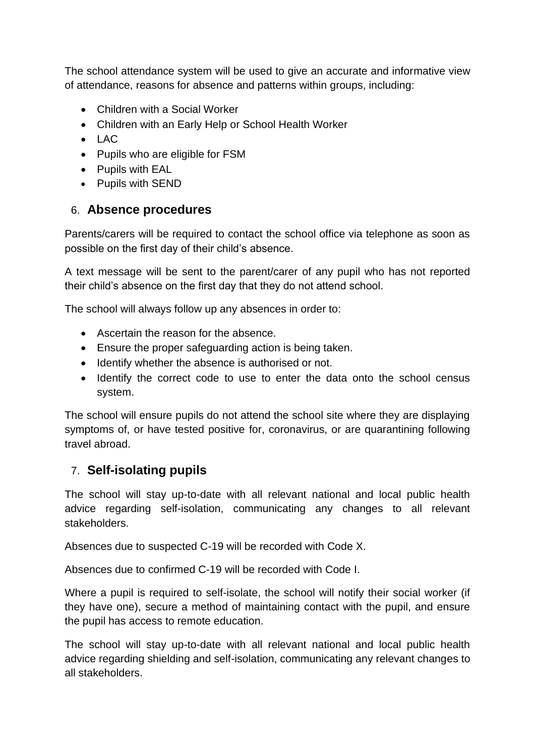The school attendance system will be used to give an accurate and informative view of attendance, reasons for absence and patterns within groups, including:

- Children with a Social Worker
- Children with an Early Help or School Health Worker
- LAC
- Pupils who are eligible for FSM
- Pupils with EAL
- Pupils with SEND

## 6. Absence procedures

Parents/carers will be required to contact the school office via telephone as soon as possible on the first day of their child's absence.

A text message will be sent to the parent/carer of any pupil who has not reported their child's absence on the first day that they do not attend school.

The school will always follow up any absences in order to:

- Ascertain the reason for the absence.
- Ensure the proper safeguarding action is being taken.
- Identify whether the absence is authorised or not.
- Identify the correct code to use to enter the data onto the school census system.

The school will ensure pupils do not attend the school site where they are displaying symptoms of, or have tested positive for, coronavirus, or are quarantining following travel abroad.

## 7. Self-isolating pupils

The school will stay up-to-date with all relevant national and local public health advice regarding self-isolation, communicating any changes to all relevant stakeholders.

Absences due to suspected C-19 will be recorded with Code X.

Absences due to confirmed C-19 will be recorded with Code I.

Where a pupil is required to self-isolate, the school will notify their social worker (if they have one), secure a method of maintaining contact with the pupil, and ensure the pupil has access to remote education.

The school will stay up-to-date with all relevant national and local public health advice regarding shielding and self-isolation, communicating any relevant changes to all stakeholders.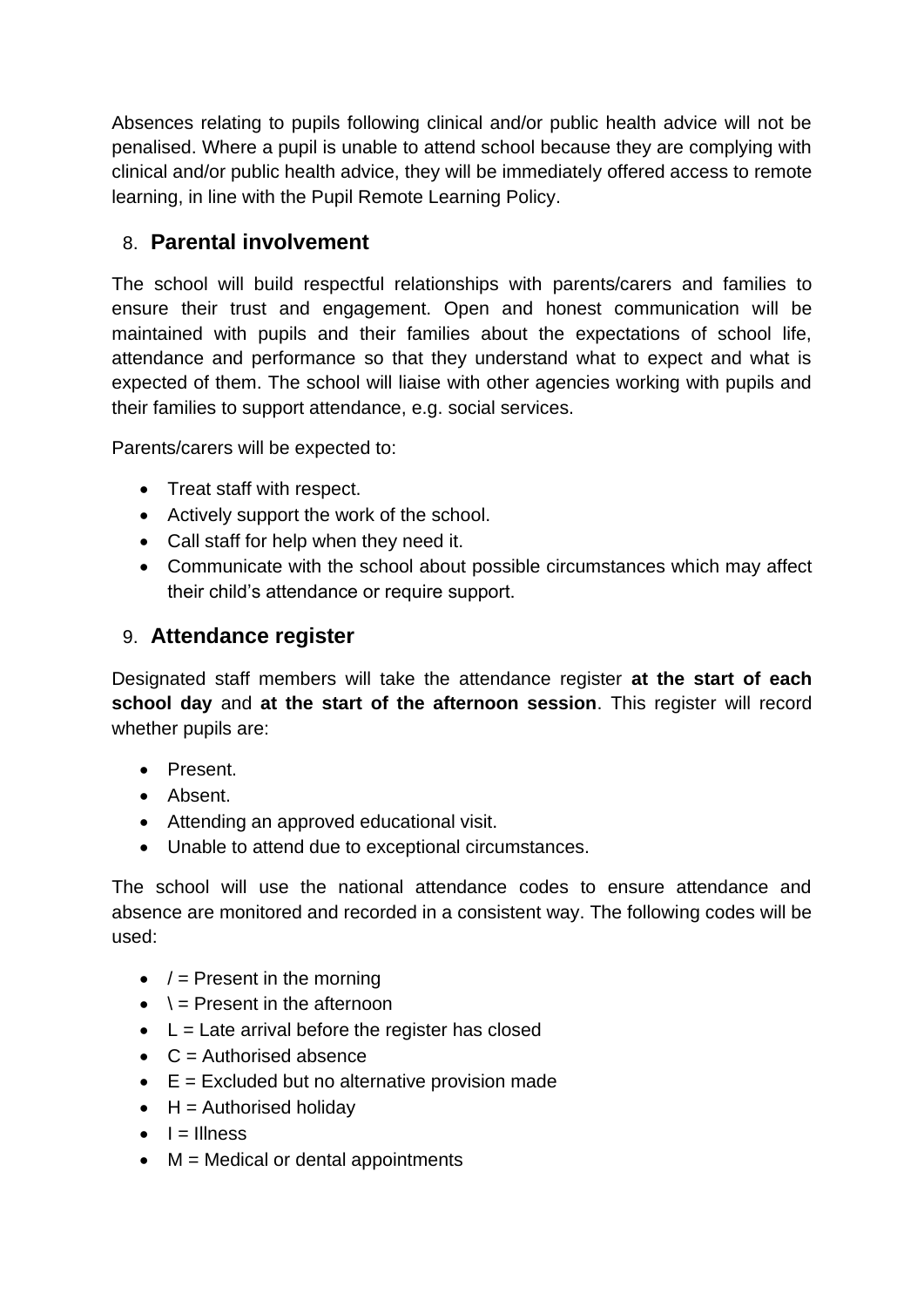Absences relating to pupils following clinical and/or public health advice will not be penalised. Where a pupil is unable to attend school because they are complying with clinical and/or public health advice, they will be immediately offered access to remote learning, in line with the Pupil Remote Learning Policy.

## 8. Parental involvement

The school will build respectful relationships with parents/carers and families to ensure their trust and engagement. Open and honest communication will be maintained with pupils and their families about the expectations of school life, attendance and performance so that they understand what to expect and what is expected of them. The school will liaise with other agencies working with pupils and their families to support attendance, e.g. social services.

Parents/carers will be expected to:

- Treat staff with respect.
- Actively support the work of the school.
- Call staff for help when they need it.
- Communicate with the school about possible circumstances which may affect their child's attendance or require support.

## 9. Attendance register

Designated staff members will take the attendance register **at the start of each school day** and **at the start of the afternoon session**. This register will record whether pupils are:

- Present.
- Absent.
- Attending an approved educational visit.
- Unable to attend due to exceptional circumstances.

The school will use the national attendance codes to ensure attendance and absence are monitored and recorded in a consistent way. The following codes will be used:

- / = Present in the morning
- \ = Present in the afternoon
- L = Late arrival before the register has closed
- C = Authorised absence
- E = Excluded but no alternative provision made
- H = Authorised holiday
- I = Illness
- M = Medical or dental appointments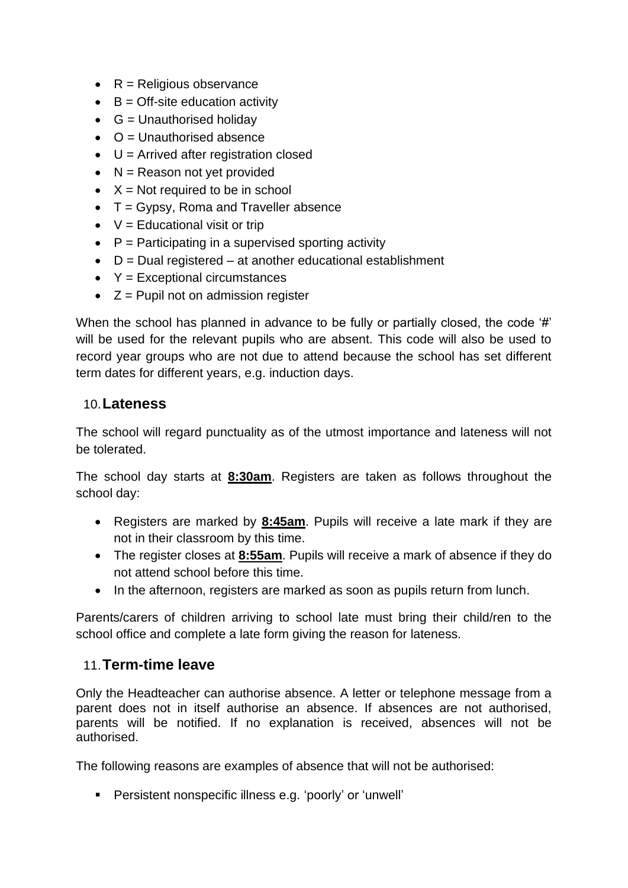- R = Religious observance
- B = Off-site education activity
- G = Unauthorised holiday
- O = Unauthorised absence
- U = Arrived after registration closed
- N = Reason not yet provided
- X = Not required to be in school
- T = Gypsy, Roma and Traveller absence
- V = Educational visit or trip
- P = Participating in a supervised sporting activity
- D = Dual registered – at another educational establishment
- Y = Exceptional circumstances
- Z = Pupil not on admission register

When the school has planned in advance to be fully or partially closed, the code '#' will be used for the relevant pupils who are absent. This code will also be used to record year groups who are not due to attend because the school has set different term dates for different years, e.g. induction days.

## 10. Lateness

The school will regard punctuality as of the utmost importance and lateness will not be tolerated.

The school day starts at **8:30am**. Registers are taken as follows throughout the school day:

- Registers are marked by **8:45am**. Pupils will receive a late mark if they are not in their classroom by this time.
- The register closes at **8:55am**. Pupils will receive a mark of absence if they do not attend school before this time.
- In the afternoon, registers are marked as soon as pupils return from lunch.

Parents/carers of children arriving to school late must bring their child/ren to the school office and complete a late form giving the reason for lateness.

## 11. Term-time leave

Only the Headteacher can authorise absence. A letter or telephone message from a parent does not in itself authorise an absence. If absences are not authorised, parents will be notified. If no explanation is received, absences will not be authorised.

The following reasons are examples of absence that will not be authorised:

- Persistent nonspecific illness e.g. 'poorly' or 'unwell'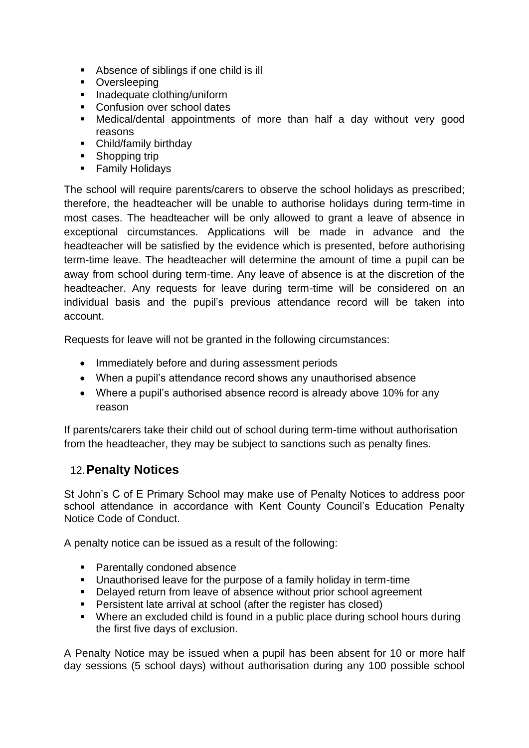- Absence of siblings if one child is ill
- Oversleeping
- Inadequate clothing/uniform
- Confusion over school dates
- Medical/dental appointments of more than half a day without very good reasons
- Child/family birthday
- Shopping trip
- Family Holidays

The school will require parents/carers to observe the school holidays as prescribed; therefore, the headteacher will be unable to authorise holidays during term-time in most cases. The headteacher will be only allowed to grant a leave of absence in exceptional circumstances. Applications will be made in advance and the headteacher will be satisfied by the evidence which is presented, before authorising term-time leave. The headteacher will determine the amount of time a pupil can be away from school during term-time. Any leave of absence is at the discretion of the headteacher. Any requests for leave during term-time will be considered on an individual basis and the pupil's previous attendance record will be taken into account.

Requests for leave will not be granted in the following circumstances:

- Immediately before and during assessment periods
- When a pupil's attendance record shows any unauthorised absence
- Where a pupil's authorised absence record is already above 10% for any reason

If parents/carers take their child out of school during term-time without authorisation from the headteacher, they may be subject to sanctions such as penalty fines.

## 12. Penalty Notices

St John's C of E Primary School may make use of Penalty Notices to address poor school attendance in accordance with Kent County Council's Education Penalty Notice Code of Conduct.

A penalty notice can be issued as a result of the following:

- Parentally condoned absence
- Unauthorised leave for the purpose of a family holiday in term-time
- Delayed return from leave of absence without prior school agreement
- Persistent late arrival at school (after the register has closed)
- Where an excluded child is found in a public place during school hours during the first five days of exclusion.

A Penalty Notice may be issued when a pupil has been absent for 10 or more half day sessions (5 school days) without authorisation during any 100 possible school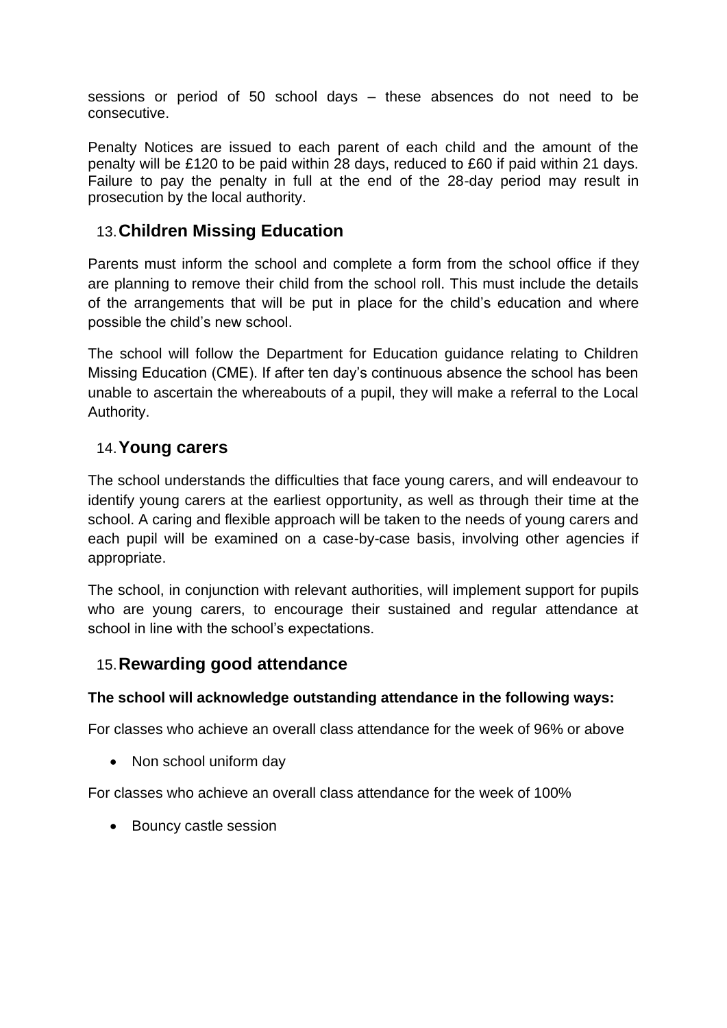sessions or period of 50 school days – these absences do not need to be consecutive.

Penalty Notices are issued to each parent of each child and the amount of the penalty will be £120 to be paid within 28 days, reduced to £60 if paid within 21 days. Failure to pay the penalty in full at the end of the 28-day period may result in prosecution by the local authority.

## 13. Children Missing Education

Parents must inform the school and complete a form from the school office if they are planning to remove their child from the school roll. This must include the details of the arrangements that will be put in place for the child's education and where possible the child's new school.

The school will follow the Department for Education guidance relating to Children Missing Education (CME). If after ten day's continuous absence the school has been unable to ascertain the whereabouts of a pupil, they will make a referral to the Local Authority.

## 14. Young carers

The school understands the difficulties that face young carers, and will endeavour to identify young carers at the earliest opportunity, as well as through their time at the school. A caring and flexible approach will be taken to the needs of young carers and each pupil will be examined on a case-by-case basis, involving other agencies if appropriate.

The school, in conjunction with relevant authorities, will implement support for pupils who are young carers, to encourage their sustained and regular attendance at school in line with the school's expectations.

## 15. Rewarding good attendance

**The school will acknowledge outstanding attendance in the following ways:**

For classes who achieve an overall class attendance for the week of 96% or above

- Non school uniform day

For classes who achieve an overall class attendance for the week of 100%

- Bouncy castle session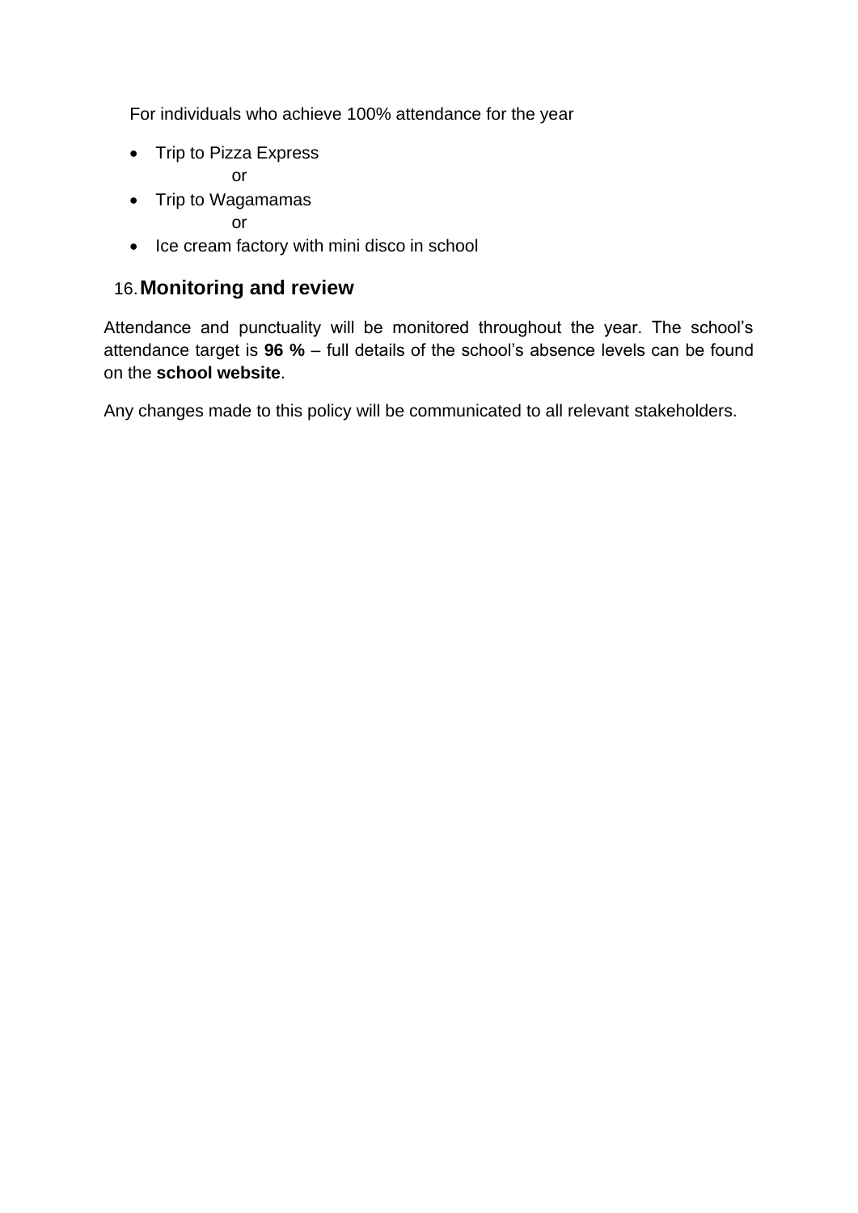For individuals who achieve 100% attendance for the year

- Trip to Pizza Express

  or

- Trip to Wagamamas

  or

- Ice cream factory with mini disco in school

## 16. Monitoring and review

Attendance and punctuality will be monitored throughout the year. The school's attendance target is **96 %** – full details of the school's absence levels can be found on the **school website**.

Any changes made to this policy will be communicated to all relevant stakeholders.